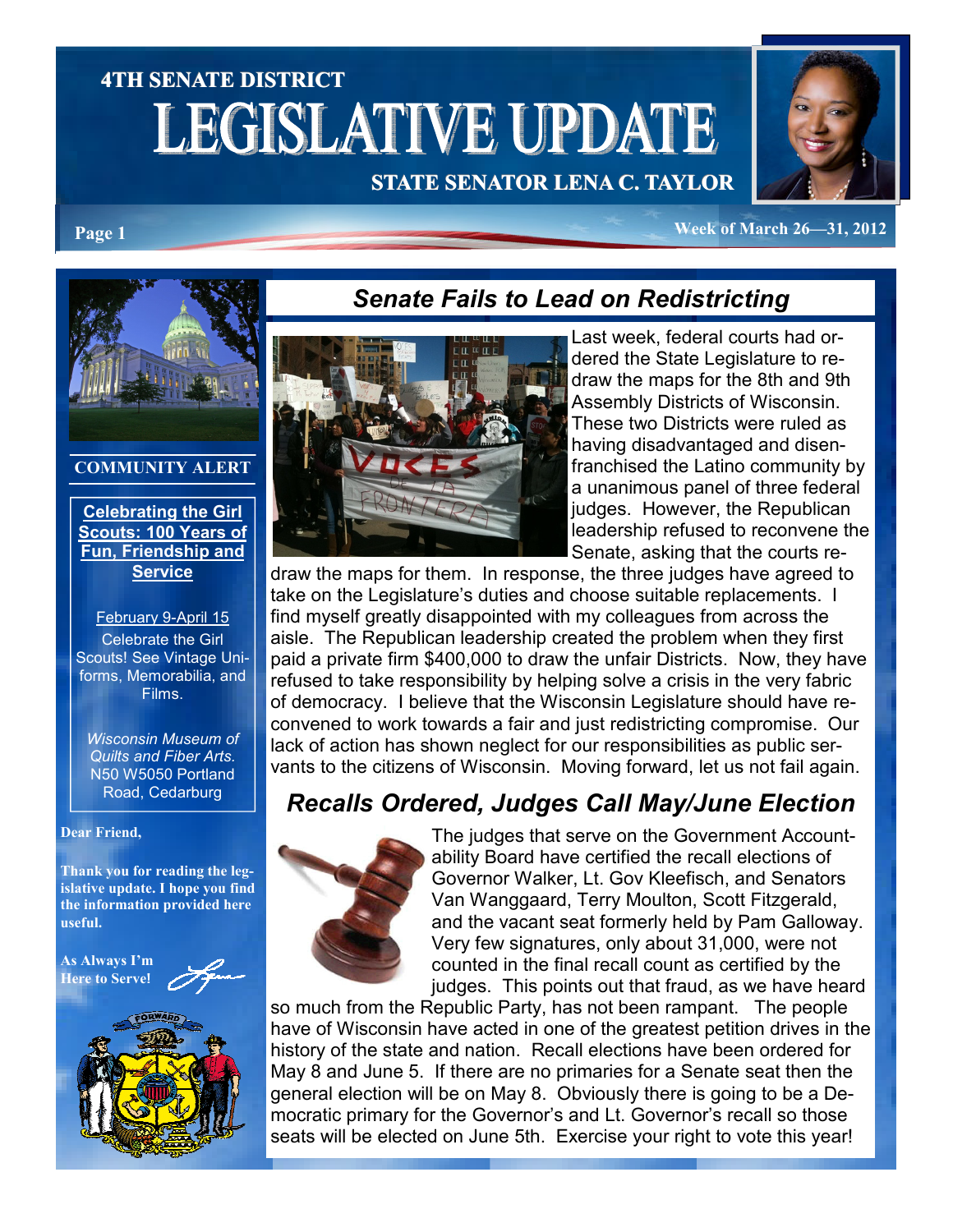# 4TH SENATE DISTRICT LEGISLATIVE UPDATE

**STATE SENATOR LENA C. TAYLOR**

**Week of March 26—31, 2012**

## COMMUNITY ALERT

**Celebrating the Girl Scouts: 100 Years of Fun, Friendship and Service**

February 9-April 15

Celebrate the Girl Scouts! See Vintage Uniforms, Memorabilia, and Films.

*Wisconsin Museum of Quilts and Fiber Arts.*
N50 W5050 Portland Road, Cedarburg

**Dear Friend,**

**Thank you for reading the legislative update. I hope you find the information provided here useful.**

**As Always I'm Here to Serve!**

## *Senate Fails to Lead on Redistricting*

Last week, federal courts had ordered the State Legislature to redraw the maps for the 8th and 9th Assembly Districts of Wisconsin. These two Districts were ruled as having disadvantaged and disenfranchised the Latino community by a unanimous panel of three federal judges. However, the Republican leadership refused to reconvene the Senate, asking that the courts redraw the maps for them. In response, the three judges have agreed to take on the Legislature's duties and choose suitable replacements. I find myself greatly disappointed with my colleagues from across the aisle. The Republican leadership created the problem when they first paid a private firm $400,000 to draw the unfair Districts. Now, they have refused to take responsibility by helping solve a crisis in the very fabric of democracy. I believe that the Wisconsin Legislature should have reconvened to work towards a fair and just redistricting compromise. Our lack of action has shown neglect for our responsibilities as public servants to the citizens of Wisconsin. Moving forward, let us not fail again.

## *Recalls Ordered, Judges Call May/June Election*

The judges that serve on the Government Accountability Board have certified the recall elections of Governor Walker, Lt. Gov Kleefisch, and Senators Van Wanggaard, Terry Moulton, Scott Fitzgerald, and the vacant seat formerly held by Pam Galloway. Very few signatures, only about 31,000, were not counted in the final recall count as certified by the judges. This points out that fraud, as we have heard so much from the Republic Party, has not been rampant. The people have of Wisconsin have acted in one of the greatest petition drives in the history of the state and nation. Recall elections have been ordered for May 8 and June 5. If there are no primaries for a Senate seat then the general election will be on May 8. Obviously there is going to be a Democratic primary for the Governor's and Lt. Governor's recall so those seats will be elected on June 5th. Exercise your right to vote this year!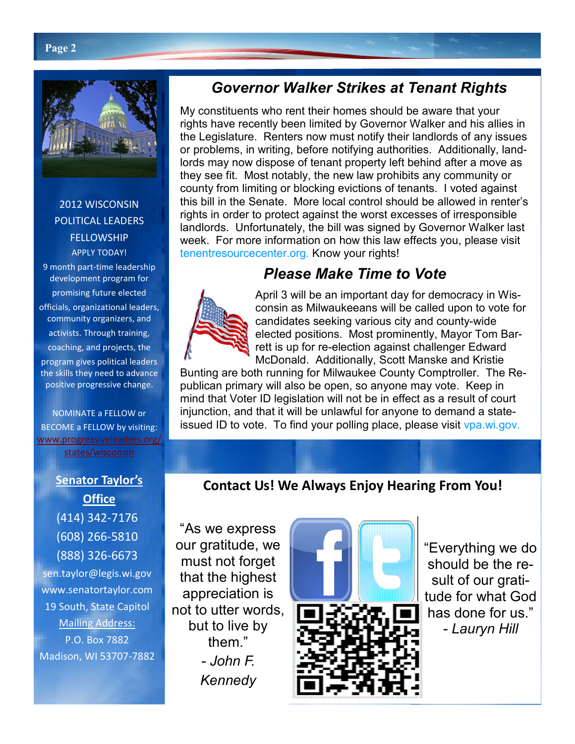## Governor Walker Strikes at Tenant Rights

My constituents who rent their homes should be aware that your rights have recently been limited by Governor Walker and his allies in the Legislature. Renters now must notify their landlords of any issues or problems, in writing, before notifying authorities. Additionally, landlords may now dispose of tenant property left behind after a move as they see fit. Most notably, the new law prohibits any community or county from limiting or blocking evictions of tenants. I voted against this bill in the Senate. More local control should be allowed in renter's rights in order to protect against the worst excesses of irresponsible landlords. Unfortunately, the bill was signed by Governor Walker last week. For more information on how this law effects you, please visit tenentresourcecenter.org. Know your rights!

## Please Make Time to Vote

April 3 will be an important day for democracy in Wisconsin as Milwaukeeans will be called upon to vote for candidates seeking various city and county-wide elected positions. Most prominently, Mayor Tom Barrett is up for re-election against challenger Edward McDonald. Additionally, Scott Manske and Kristie Bunting are both running for Milwaukee County Comptroller. The Republican primary will also be open, so anyone may vote. Keep in mind that Voter ID legislation will not be in effect as a result of court injunction, and that it will be unlawful for anyone to demand a state-issued ID to vote. To find your polling place, please visit vpa.wi.gov.

2012 WISCONSIN POLITICAL LEADERS FELLOWSHIP

APPLY TODAY!

9 month part-time leadership development program for promising future elected officials, organizational leaders, community organizers, and activists. Through training, coaching, and projects, the program gives political leaders the skills they need to advance positive progressive change.

NOMINATE a FELLOW or BECOME a FELLOW by visiting: www.progressiveleaders.org/states/wisconsin

**Senator Taylor's Office**

(414) 342-7176
(608) 266-5810
(888) 326-6673
sen.taylor@legis.wi.gov
www.senatortaylor.com
19 South, State Capitol

Mailing Address:
P.O. Box 7882
Madison, WI 53707-7882

### Contact Us! We Always Enjoy Hearing From You!

"As we express our gratitude, we must not forget that the highest appreciation is not to utter words, but to live by them."
*- John F. Kennedy*

"Everything we do should be the result of our gratitude for what God has done for us."
*- Lauryn Hill*